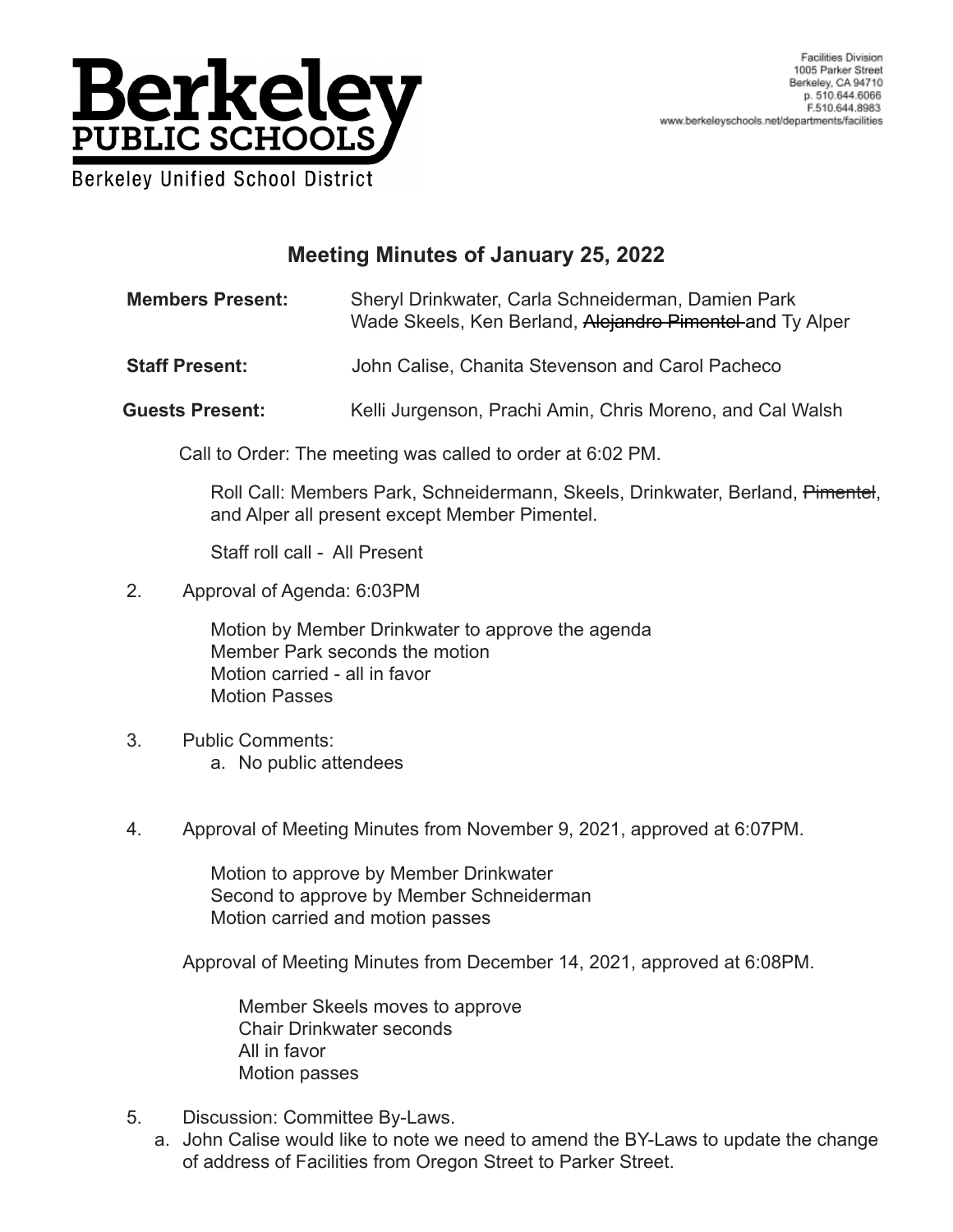Berkeley PUBLIC SCHOOLS
Berkeley Unified School District

Facilities Division
1005 Parker Street
Berkeley, CA 94710
p. 510.644.6066
F.510.644.8983
www.berkeleyschools.net/departments/facilities

## Meeting Minutes of January 25, 2022

**Members Present:** Sheryl Drinkwater, Carla Schneiderman, Damien Park Wade Skeels, Ken Berland, ~~Alejandro Pimentel~~ and Ty Alper

**Staff Present:** John Calise, Chanita Stevenson and Carol Pacheco

**Guests Present:** Kelli Jurgenson, Prachi Amin, Chris Moreno, and Cal Walsh

Call to Order: The meeting was called to order at 6:02 PM.

Roll Call: Members Park, Schneidermann, Skeels, Drinkwater, Berland, ~~Pimentel~~, and Alper all present except Member Pimentel.

Staff roll call - All Present

2. Approval of Agenda: 6:03PM

   Motion by Member Drinkwater to approve the agenda
   Member Park seconds the motion
   Motion carried - all in favor
   Motion Passes

3. Public Comments:
   a. No public attendees

4. Approval of Meeting Minutes from November 9, 2021, approved at 6:07PM.

   Motion to approve by Member Drinkwater
   Second to approve by Member Schneiderman
   Motion carried and motion passes

   Approval of Meeting Minutes from December 14, 2021, approved at 6:08PM.

   Member Skeels moves to approve
   Chair Drinkwater seconds
   All in favor
   Motion passes

5. Discussion: Committee By-Laws.
   a. John Calise would like to note we need to amend the BY-Laws to update the change of address of Facilities from Oregon Street to Parker Street.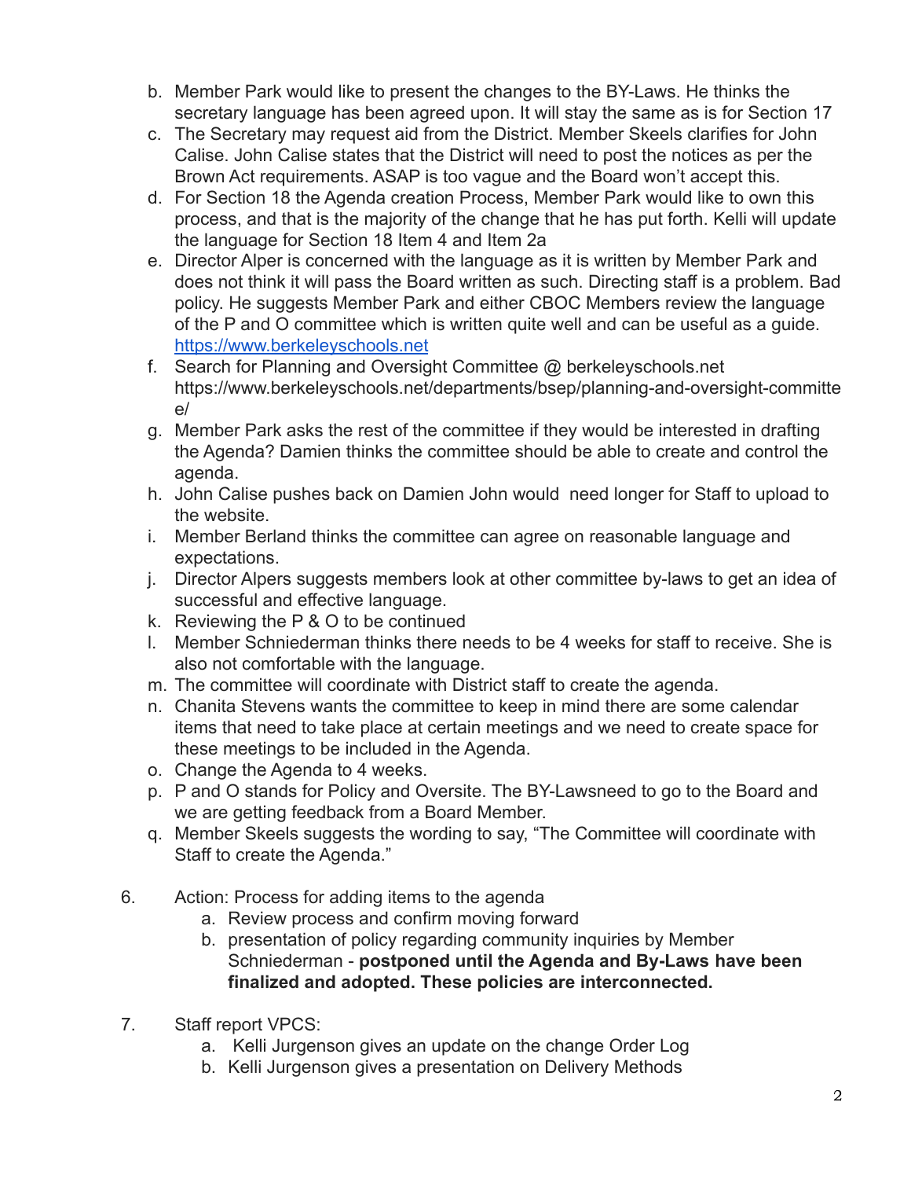b. Member Park would like to present the changes to the BY-Laws. He thinks the secretary language has been agreed upon. It will stay the same as is for Section 17
c. The Secretary may request aid from the District. Member Skeels clarifies for John Calise. John Calise states that the District will need to post the notices as per the Brown Act requirements. ASAP is too vague and the Board won't accept this.
d. For Section 18 the Agenda creation Process, Member Park would like to own this process, and that is the majority of the change that he has put forth. Kelli will update the language for Section 18 Item 4 and Item 2a
e. Director Alper is concerned with the language as it is written by Member Park and does not think it will pass the Board written as such. Directing staff is a problem. Bad policy. He suggests Member Park and either CBOC Members review the language of the P and O committee which is written quite well and can be useful as a guide. [https://www.berkeleyschools.net](https://www.berkeleyschools.net)
f. Search for Planning and Oversight Committee @ berkeleyschools.net https://www.berkeleyschools.net/departments/bsep/planning-and-oversight-committee/
g. Member Park asks the rest of the committee if they would be interested in drafting the Agenda? Damien thinks the committee should be able to create and control the agenda.
h. John Calise pushes back on Damien John would  need longer for Staff to upload to the website.
i. Member Berland thinks the committee can agree on reasonable language and expectations.
j. Director Alpers suggests members look at other committee by-laws to get an idea of successful and effective language.
k. Reviewing the P & O to be continued
l. Member Schniederman thinks there needs to be 4 weeks for staff to receive. She is also not comfortable with the language.
m. The committee will coordinate with District staff to create the agenda.
n. Chanita Stevens wants the committee to keep in mind there are some calendar items that need to take place at certain meetings and we need to create space for these meetings to be included in the Agenda.
o. Change the Agenda to 4 weeks.
p. P and O stands for Policy and Oversite. The BY-Lawsneed to go to the Board and we are getting feedback from a Board Member.
q. Member Skeels suggests the wording to say, "The Committee will coordinate with Staff to create the Agenda."

6. Action: Process for adding items to the agenda
   a. Review process and confirm moving forward
   b. presentation of policy regarding community inquiries by Member Schniederman - **postponed until the Agenda and By-Laws have been finalized and adopted. These policies are interconnected.**

7. Staff report VPCS:
   a. Kelli Jurgenson gives an update on the change Order Log
   b. Kelli Jurgenson gives a presentation on Delivery Methods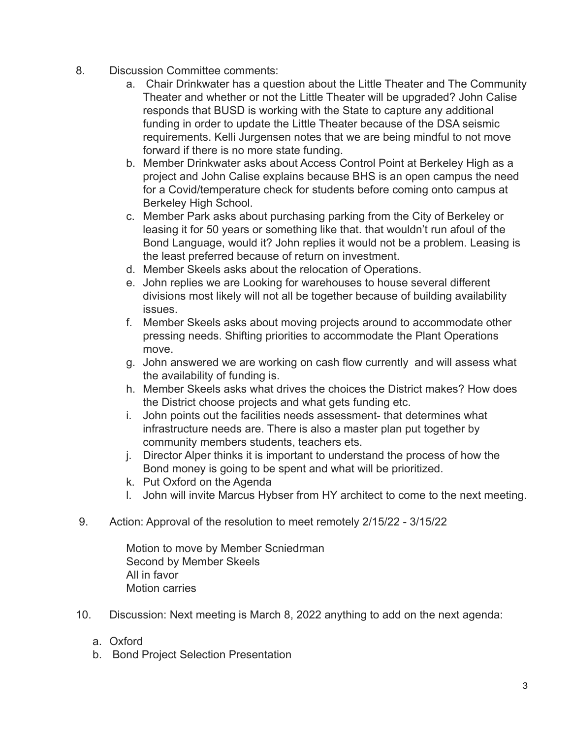8. Discussion Committee comments:
    a. Chair Drinkwater has a question about the Little Theater and The Community Theater and whether or not the Little Theater will be upgraded? John Calise responds that BUSD is working with the State to capture any additional funding in order to update the Little Theater because of the DSA seismic requirements. Kelli Jurgensen notes that we are being mindful to not move forward if there is no more state funding.
    b. Member Drinkwater asks about Access Control Point at Berkeley High as a project and John Calise explains because BHS is an open campus the need for a Covid/temperature check for students before coming onto campus at Berkeley High School.
    c. Member Park asks about purchasing parking from the City of Berkeley or leasing it for 50 years or something like that. that wouldn't run afoul of the Bond Language, would it? John replies it would not be a problem. Leasing is the least preferred because of return on investment.
    d. Member Skeels asks about the relocation of Operations.
    e. John replies we are Looking for warehouses to house several different divisions most likely will not all be together because of building availability issues.
    f. Member Skeels asks about moving projects around to accommodate other pressing needs. Shifting priorities to accommodate the Plant Operations move.
    g. John answered we are working on cash flow currently and will assess what the availability of funding is.
    h. Member Skeels asks what drives the choices the District makes? How does the District choose projects and what gets funding etc.
    i. John points out the facilities needs assessment- that determines what infrastructure needs are. There is also a master plan put together by community members students, teachers ets.
    j. Director Alper thinks it is important to understand the process of how the Bond money is going to be spent and what will be prioritized.
    k. Put Oxford on the Agenda
    l. John will invite Marcus Hybser from HY architect to come to the next meeting.

9. Action: Approval of the resolution to meet remotely 2/15/22 - 3/15/22

    Motion to move by Member Scniedrman
    Second by Member Skeels
    All in favor
    Motion carries

10. Discussion: Next meeting is March 8, 2022 anything to add on the next agenda:
    a. Oxford
    b. Bond Project Selection Presentation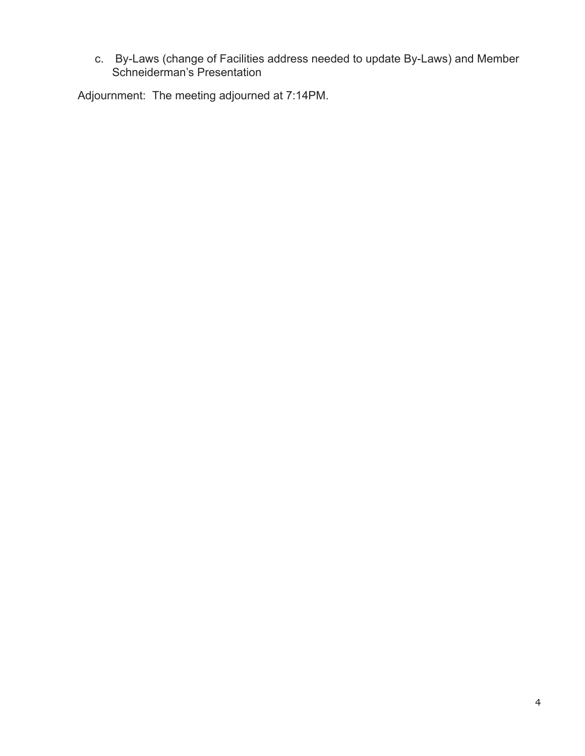c. By-Laws (change of Facilities address needed to update By-Laws) and Member Schneiderman's Presentation

Adjournment: The meeting adjourned at 7:14PM.